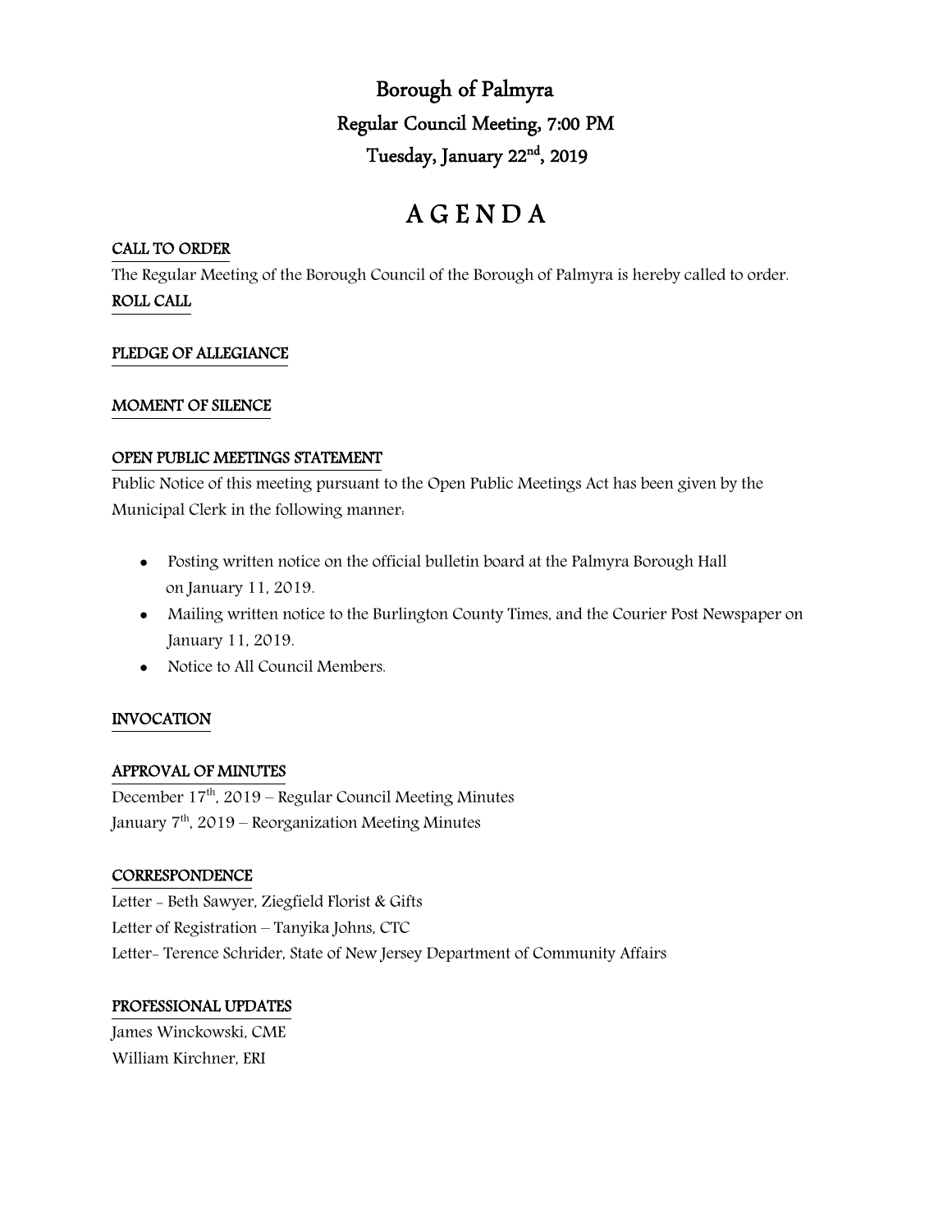# Borough of Palmyra

## Regular Council Meeting, 7:00 PM

## Tuesday, January 22nd, 2019

# A G E N D A

**CALL TO ORDER**

The Regular Meeting of the Borough Council of the Borough of Palmyra is hereby called to order.

**ROLL CALL**

**PLEDGE OF ALLEGIANCE**

**MOMENT OF SILENCE**

**OPEN PUBLIC MEETINGS STATEMENT**

Public Notice of this meeting pursuant to the Open Public Meetings Act has been given by the Municipal Clerk in the following manner:

- Posting written notice on the official bulletin board at the Palmyra Borough Hall on January 11, 2019.
- Mailing written notice to the Burlington County Times, and the Courier Post Newspaper on January 11, 2019.
- Notice to All Council Members.

**INVOCATION**

**APPROVAL OF MINUTES**

December 17th, 2019 – Regular Council Meeting Minutes
January 7th, 2019 – Reorganization Meeting Minutes

**CORRESPONDENCE**

Letter - Beth Sawyer, Ziegfield Florist & Gifts
Letter of Registration – Tanyika Johns, CTC
Letter- Terence Schrider, State of New Jersey Department of Community Affairs

**PROFESSIONAL UPDATES**

James Winckowski, CME
William Kirchner, ERI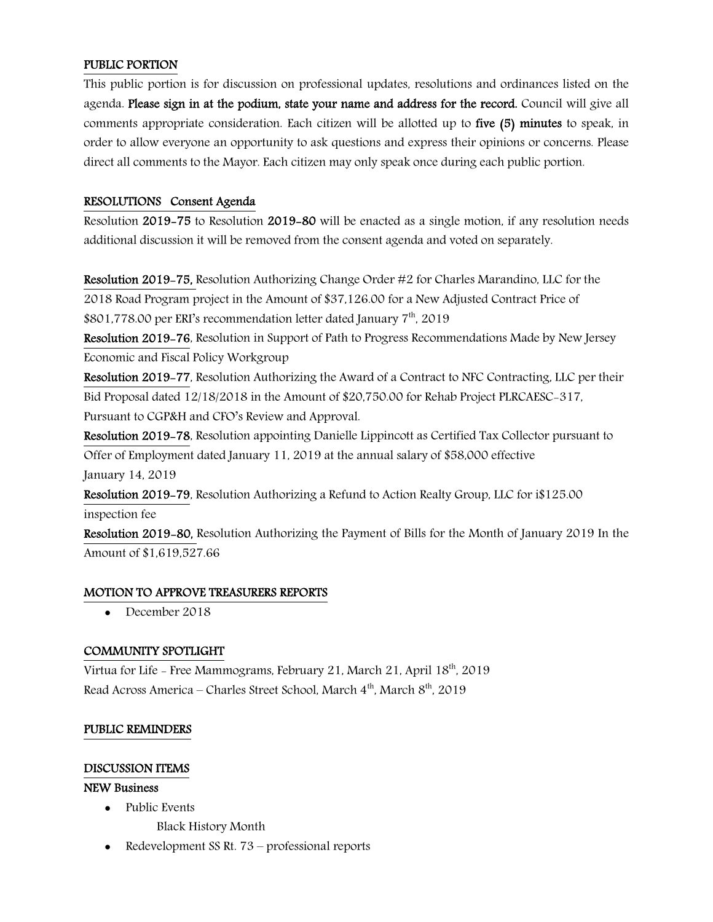## PUBLIC PORTION

This public portion is for discussion on professional updates, resolutions and ordinances listed on the agenda. **Please sign in at the podium, state your name and address for the record.** Council will give all comments appropriate consideration. Each citizen will be allotted up to **five (5) minutes** to speak, in order to allow everyone an opportunity to ask questions and express their opinions or concerns. Please direct all comments to the Mayor. Each citizen may only speak once during each public portion.

## RESOLUTIONS Consent Agenda

Resolution **2019-75** to Resolution **2019-80** will be enacted as a single motion, if any resolution needs additional discussion it will be removed from the consent agenda and voted on separately.

**Resolution 2019-75,** Resolution Authorizing Change Order #2 for Charles Marandino, LLC for the 2018 Road Program project in the Amount of $37,126.00 for a New Adjusted Contract Price of $801,778.00 per ERI's recommendation letter dated January 7th, 2019

**Resolution 2019-76**, Resolution in Support of Path to Progress Recommendations Made by New Jersey Economic and Fiscal Policy Workgroup

**Resolution 2019-77**, Resolution Authorizing the Award of a Contract to NFC Contracting, LLC per their Bid Proposal dated 12/18/2018 in the Amount of $20,750.00 for Rehab Project PLRCAESC-317, Pursuant to CGP&H and CFO's Review and Approval.

**Resolution 2019-78**, Resolution appointing Danielle Lippincott as Certified Tax Collector pursuant to Offer of Employment dated January 11, 2019 at the annual salary of $58,000 effective January 14, 2019

**Resolution 2019-79**, Resolution Authorizing a Refund to Action Realty Group, LLC for i$125.00 inspection fee

**Resolution 2019-80,** Resolution Authorizing the Payment of Bills for the Month of January 2019 In the Amount of $1,619,527.66

## MOTION TO APPROVE TREASURERS REPORTS

- December 2018

## COMMUNITY SPOTLIGHT

Virtua for Life - Free Mammograms, February 21, March 21, April 18th, 2019

Read Across America – Charles Street School, March 4th, March 8th, 2019

## PUBLIC REMINDERS

## DISCUSSION ITEMS

**NEW Business**

- Public Events
  - Black History Month
- Redevelopment SS Rt. 73 – professional reports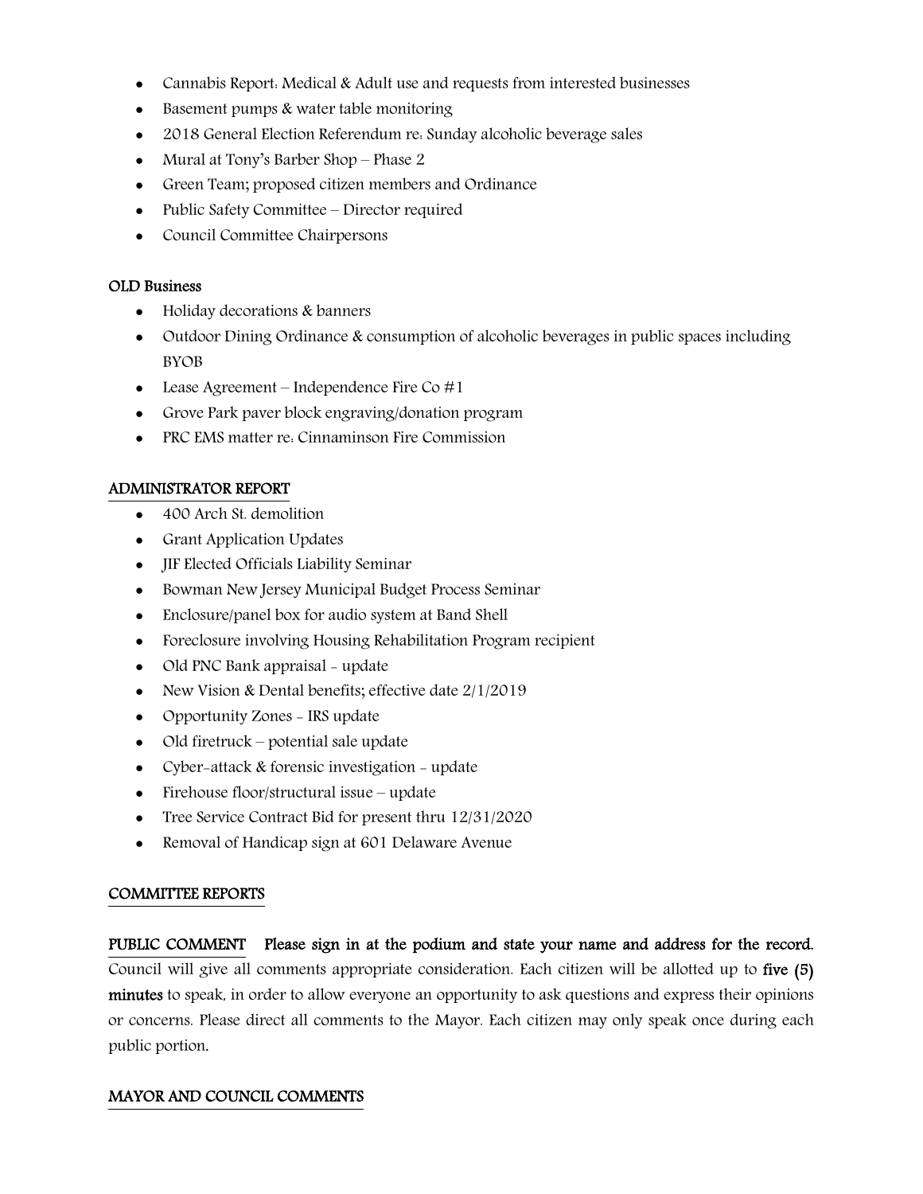- Cannabis Report: Medical & Adult use and requests from interested businesses
- Basement pumps & water table monitoring
- 2018 General Election Referendum re: Sunday alcoholic beverage sales
- Mural at Tony's Barber Shop – Phase 2
- Green Team; proposed citizen members and Ordinance
- Public Safety Committee – Director required
- Council Committee Chairpersons

**OLD Business**

- Holiday decorations & banners
- Outdoor Dining Ordinance & consumption of alcoholic beverages in public spaces including BYOB
- Lease Agreement – Independence Fire Co #1
- Grove Park paver block engraving/donation program
- PRC EMS matter re: Cinnaminson Fire Commission

## ADMINISTRATOR REPORT

- 400 Arch St. demolition
- Grant Application Updates
- JIF Elected Officials Liability Seminar
- Bowman New Jersey Municipal Budget Process Seminar
- Enclosure/panel box for audio system at Band Shell
- Foreclosure involving Housing Rehabilitation Program recipient
- Old PNC Bank appraisal - update
- New Vision & Dental benefits; effective date 2/1/2019
- Opportunity Zones - IRS update
- Old firetruck – potential sale update
- Cyber-attack & forensic investigation - update
- Firehouse floor/structural issue – update
- Tree Service Contract Bid for present thru 12/31/2020
- Removal of Handicap sign at 601 Delaware Avenue

## COMMITTEE REPORTS

**PUBLIC COMMENT** **Please sign in at the podium and state your name and address for the record.** Council will give all comments appropriate consideration. Each citizen will be allotted up to **five (5) minutes** to speak, in order to allow everyone an opportunity to ask questions and express their opinions or concerns. Please direct all comments to the Mayor. Each citizen may only speak once during each public portion.

## MAYOR AND COUNCIL COMMENTS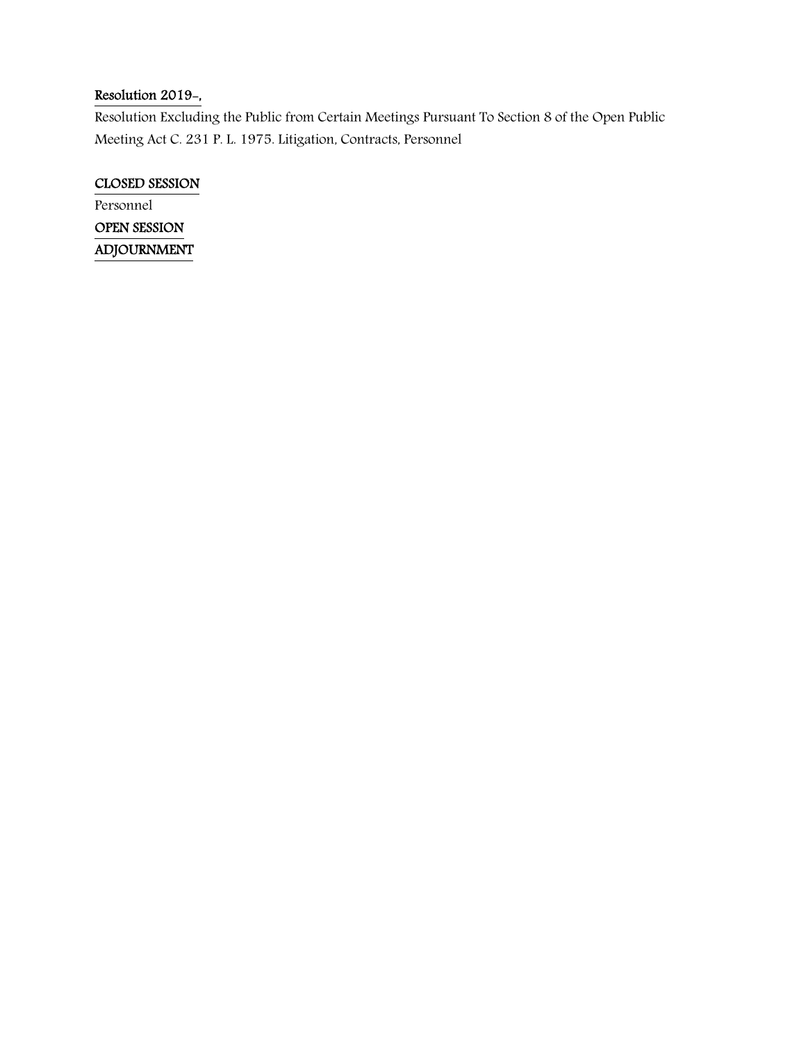**Resolution 2019-,**

Resolution Excluding the Public from Certain Meetings Pursuant To Section 8 of the Open Public Meeting Act C. 231 P. L. 1975. Litigation, Contracts, Personnel

**CLOSED SESSION**

Personnel

**OPEN SESSION**

**ADJOURNMENT**